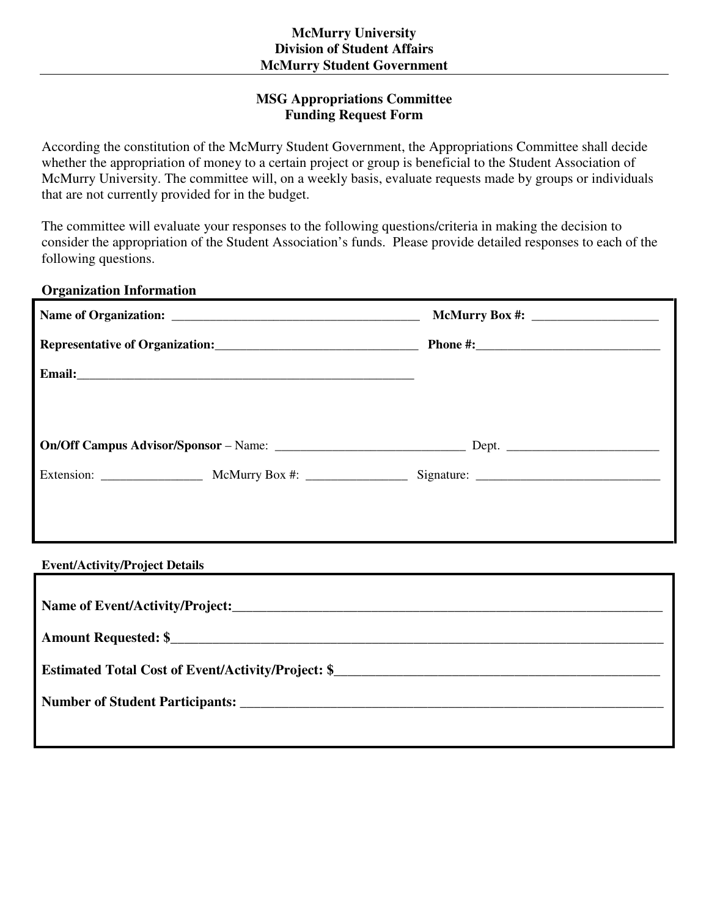**McMurry University**
**Division of Student Affairs**
**McMurry Student Government**

---

## MSG Appropriations Committee
## Funding Request Form

According the constitution of the McMurry Student Government, the Appropriations Committee shall decide whether the appropriation of money to a certain project or group is beneficial to the Student Association of McMurry University. The committee will, on a weekly basis, evaluate requests made by groups or individuals that are not currently provided for in the budget.

The committee will evaluate your responses to the following questions/criteria in making the decision to consider the appropriation of the Student Association's funds. Please provide detailed responses to each of the following questions.

### Organization Information

**Name of Organization:** ________________________________________ **McMurry Box #:** ____________________

**Representative of Organization:**________________________________ **Phone #:**_____________________________

**Email:**_______________________________________________________

**On/Off Campus Advisor/Sponsor** – Name: ______________________________ Dept. ________________________

Extension: ________________ McMurry Box #: ________________ Signature: _____________________________

### Event/Activity/Project Details

**Name of Event/Activity/Project:**__________________________________________________________________

**Amount Requested: $**__________________________________________________________________________

**Estimated Total Cost of Event/Activity/Project: $**__________________________________________________

**Number of Student Participants:** _______________________________________________________________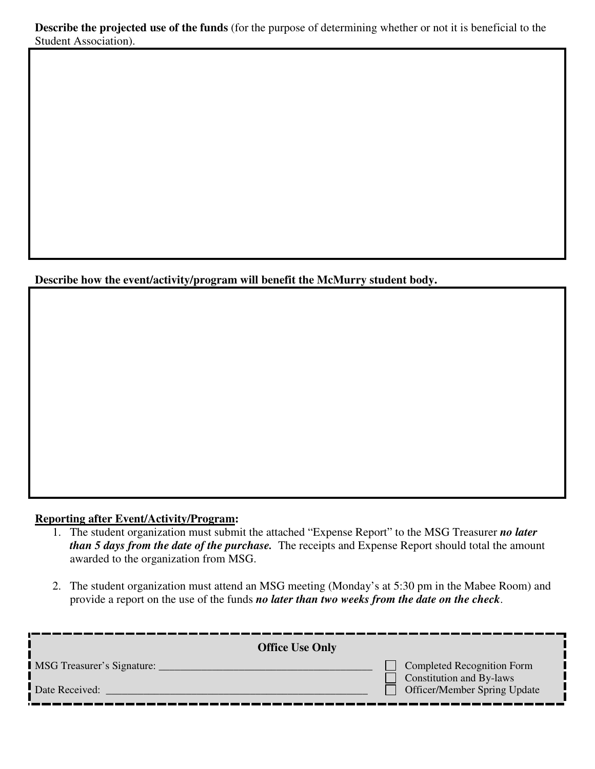**Describe the projected use of the funds** (for the purpose of determining whether or not it is beneficial to the Student Association).

**Describe how the event/activity/program will benefit the McMurry student body.**

**<u>Reporting after Event/Activity/Program</u>:**

1. The student organization must submit the attached "Expense Report" to the MSG Treasurer ***no later than 5 days from the date of the purchase.*** The receipts and Expense Report should total the amount awarded to the organization from MSG.

2. The student organization must attend an MSG meeting (Monday's at 5:30 pm in the Mabee Room) and provide a report on the use of the funds ***no later than two weeks from the date on the check***.

**Office Use Only**

MSG Treasurer's Signature: ________________________________________

Date Received: ________________________________________

☐ Completed Recognition Form
☐ Constitution and By-laws
☐ Officer/Member Spring Update